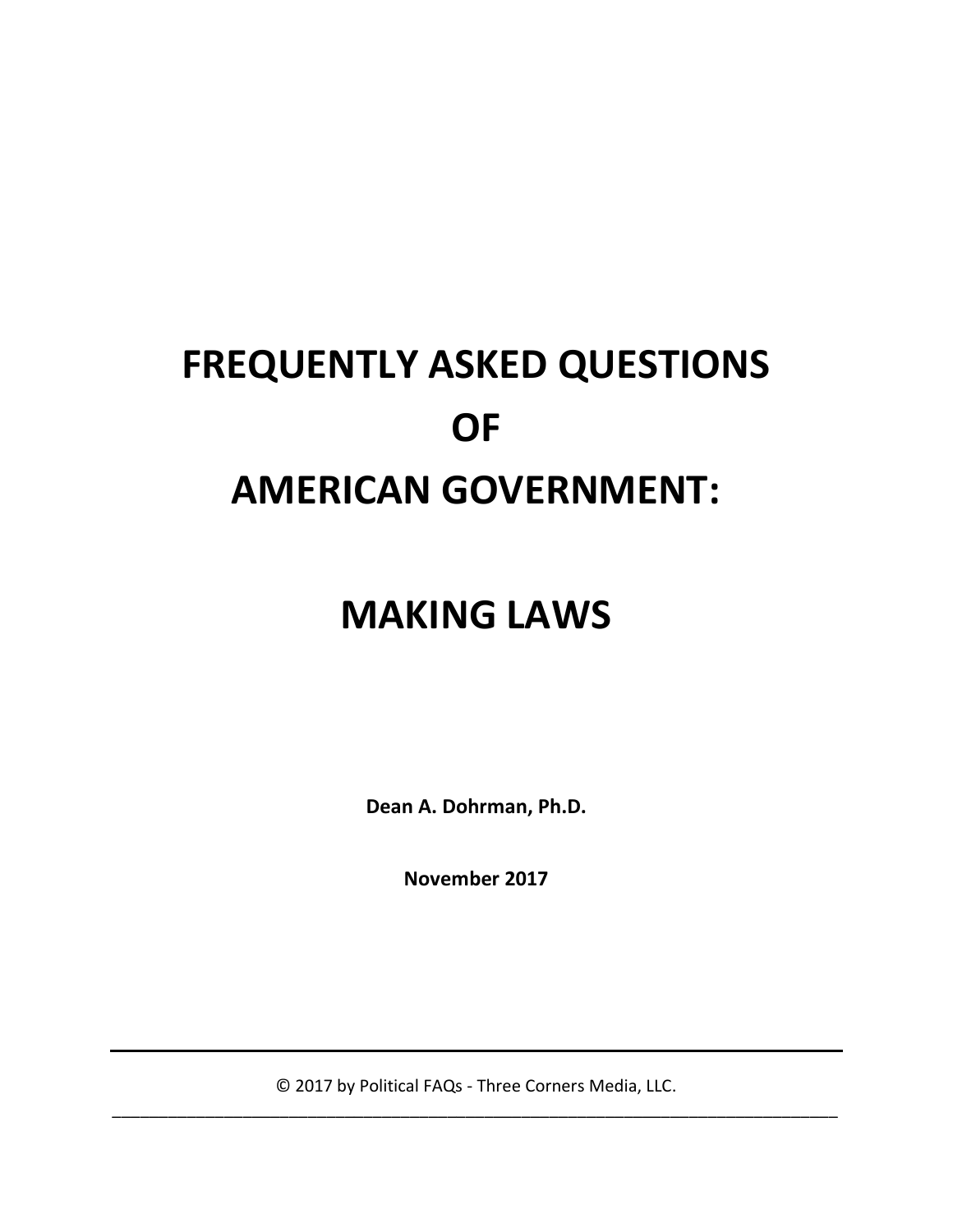# FREQUENTLY ASKED QUESTIONS OF AMERICAN GOVERNMENT:

# MAKING LAWS

**Dean A. Dohrman, Ph.D.**

**November 2017**

---

© 2017 by Political FAQs - Three Corners Media, LLC.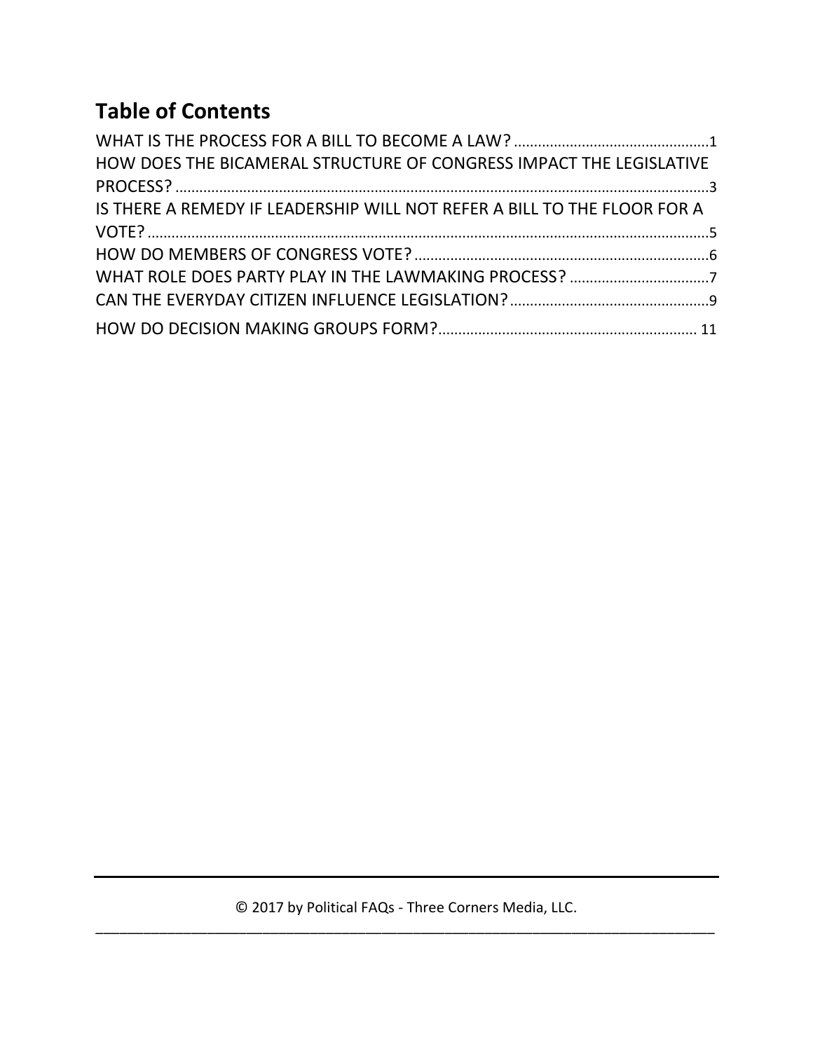## Table of Contents

WHAT IS THE PROCESS FOR A BILL TO BECOME A LAW? ........................................ 1
HOW DOES THE BICAMERAL STRUCTURE OF CONGRESS IMPACT THE LEGISLATIVE PROCESS? ........................................ 3
IS THERE A REMEDY IF LEADERSHIP WILL NOT REFER A BILL TO THE FLOOR FOR A VOTE? ........................................ 5
HOW DO MEMBERS OF CONGRESS VOTE? ........................................ 6
WHAT ROLE DOES PARTY PLAY IN THE LAWMAKING PROCESS? ........................................ 7
CAN THE EVERYDAY CITIZEN INFLUENCE LEGISLATION? ........................................ 9
HOW DO DECISION MAKING GROUPS FORM? ........................................ 11

© 2017 by Political FAQs - Three Corners Media, LLC.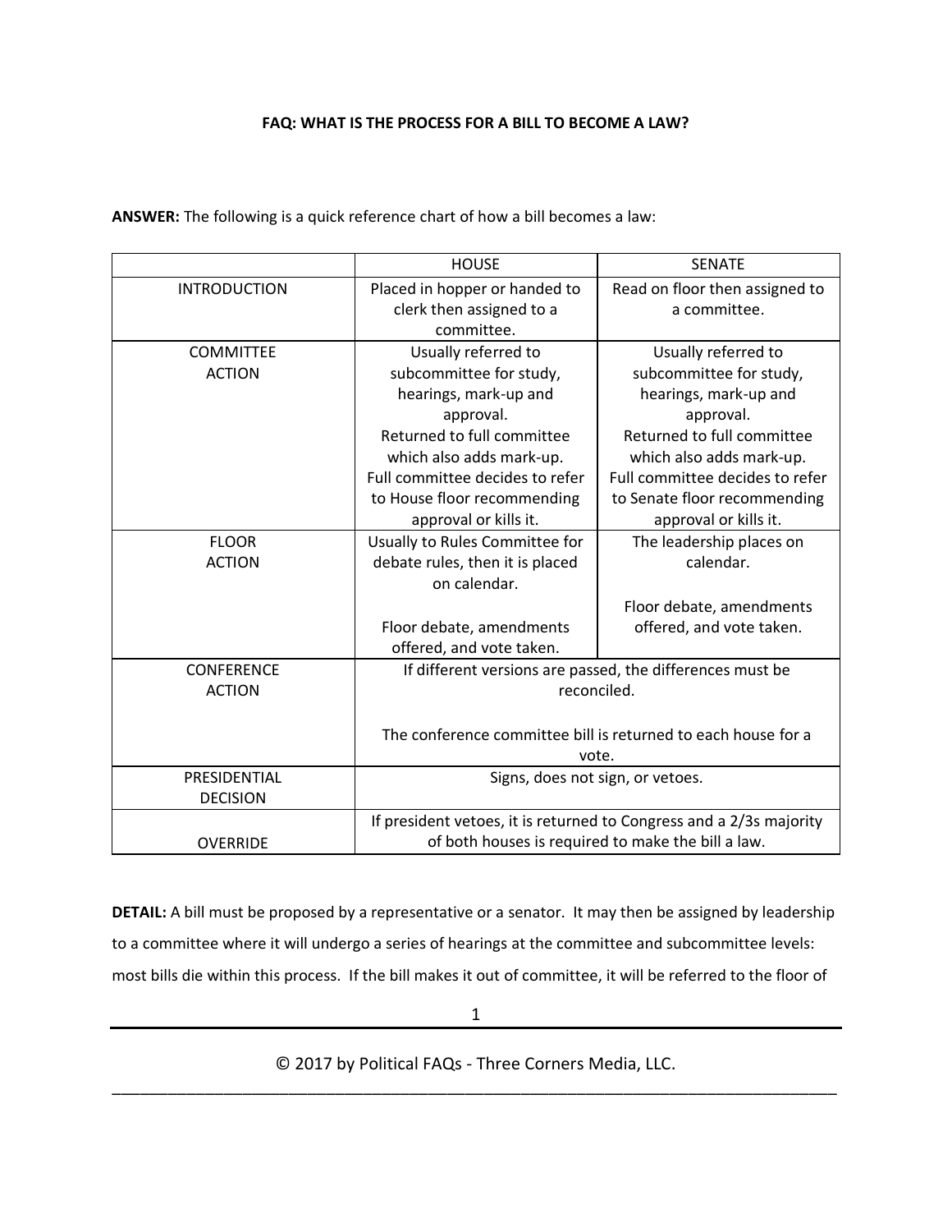**FAQ: WHAT IS THE PROCESS FOR A BILL TO BECOME A LAW?**

**ANSWER:** The following is a quick reference chart of how a bill becomes a law:

| | HOUSE | SENATE |
|---|---|---|
| INTRODUCTION | Placed in hopper or handed to clerk then assigned to a committee. | Read on floor then assigned to a committee. |
| COMMITTEE ACTION | Usually referred to subcommittee for study, hearings, mark-up and approval. Returned to full committee which also adds mark-up. Full committee decides to refer to House floor recommending approval or kills it. | Usually referred to subcommittee for study, hearings, mark-up and approval. Returned to full committee which also adds mark-up. Full committee decides to refer to Senate floor recommending approval or kills it. |
| FLOOR ACTION | Usually to Rules Committee for debate rules, then it is placed on calendar. Floor debate, amendments offered, and vote taken. | The leadership places on calendar. Floor debate, amendments offered, and vote taken. |
| CONFERENCE ACTION | If different versions are passed, the differences must be reconciled. The conference committee bill is returned to each house for a vote. | |
| PRESIDENTIAL DECISION | Signs, does not sign, or vetoes. | |
| OVERRIDE | If president vetoes, it is returned to Congress and a 2/3s majority of both houses is required to make the bill a law. | |

**DETAIL:** A bill must be proposed by a representative or a senator. It may then be assigned by leadership to a committee where it will undergo a series of hearings at the committee and subcommittee levels: most bills die within this process. If the bill makes it out of committee, it will be referred to the floor of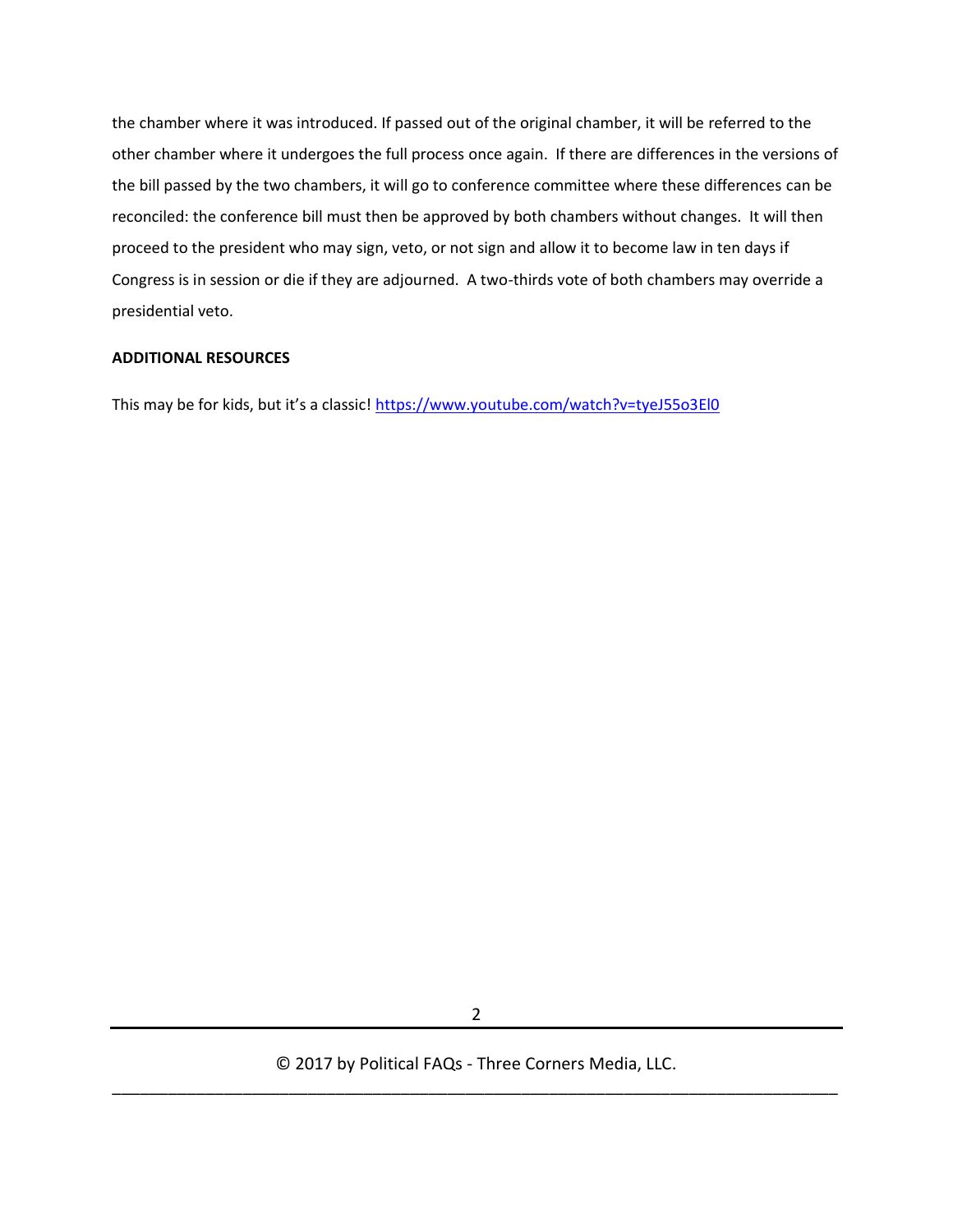the chamber where it was introduced. If passed out of the original chamber, it will be referred to the other chamber where it undergoes the full process once again. If there are differences in the versions of the bill passed by the two chambers, it will go to conference committee where these differences can be reconciled: the conference bill must then be approved by both chambers without changes. It will then proceed to the president who may sign, veto, or not sign and allow it to become law in ten days if Congress is in session or die if they are adjourned. A two-thirds vote of both chambers may override a presidential veto.

**ADDITIONAL RESOURCES**

This may be for kids, but it's a classic! [https://www.youtube.com/watch?v=tyeJ55o3El0](https://www.youtube.com/watch?v=tyeJ55o3El0)

© 2017 by Political FAQs - Three Corners Media, LLC.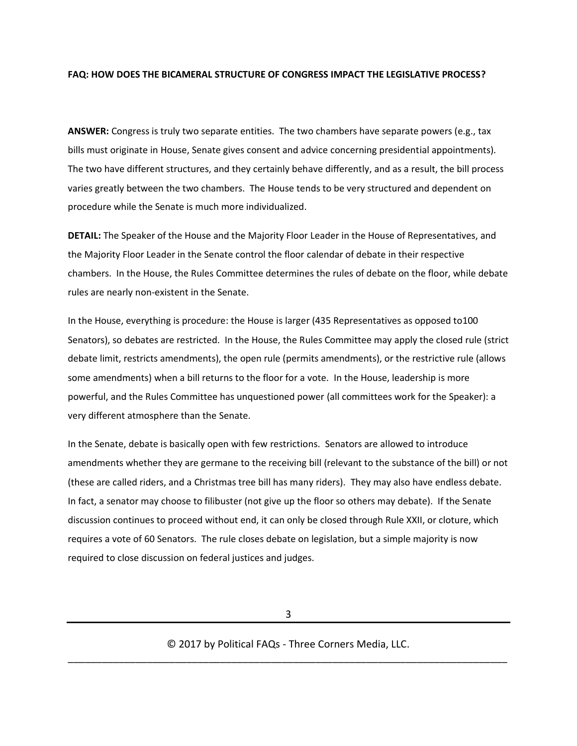**FAQ: HOW DOES THE BICAMERAL STRUCTURE OF CONGRESS IMPACT THE LEGISLATIVE PROCESS?**

**ANSWER:** Congress is truly two separate entities. The two chambers have separate powers (e.g., tax bills must originate in House, Senate gives consent and advice concerning presidential appointments). The two have different structures, and they certainly behave differently, and as a result, the bill process varies greatly between the two chambers. The House tends to be very structured and dependent on procedure while the Senate is much more individualized.

**DETAIL:** The Speaker of the House and the Majority Floor Leader in the House of Representatives, and the Majority Floor Leader in the Senate control the floor calendar of debate in their respective chambers. In the House, the Rules Committee determines the rules of debate on the floor, while debate rules are nearly non-existent in the Senate.

In the House, everything is procedure: the House is larger (435 Representatives as opposed to100 Senators), so debates are restricted. In the House, the Rules Committee may apply the closed rule (strict debate limit, restricts amendments), the open rule (permits amendments), or the restrictive rule (allows some amendments) when a bill returns to the floor for a vote. In the House, leadership is more powerful, and the Rules Committee has unquestioned power (all committees work for the Speaker): a very different atmosphere than the Senate.

In the Senate, debate is basically open with few restrictions. Senators are allowed to introduce amendments whether they are germane to the receiving bill (relevant to the substance of the bill) or not (these are called riders, and a Christmas tree bill has many riders). They may also have endless debate. In fact, a senator may choose to filibuster (not give up the floor so others may debate). If the Senate discussion continues to proceed without end, it can only be closed through Rule XXII, or cloture, which requires a vote of 60 Senators. The rule closes debate on legislation, but a simple majority is now required to close discussion on federal justices and judges.

© 2017 by Political FAQs - Three Corners Media, LLC.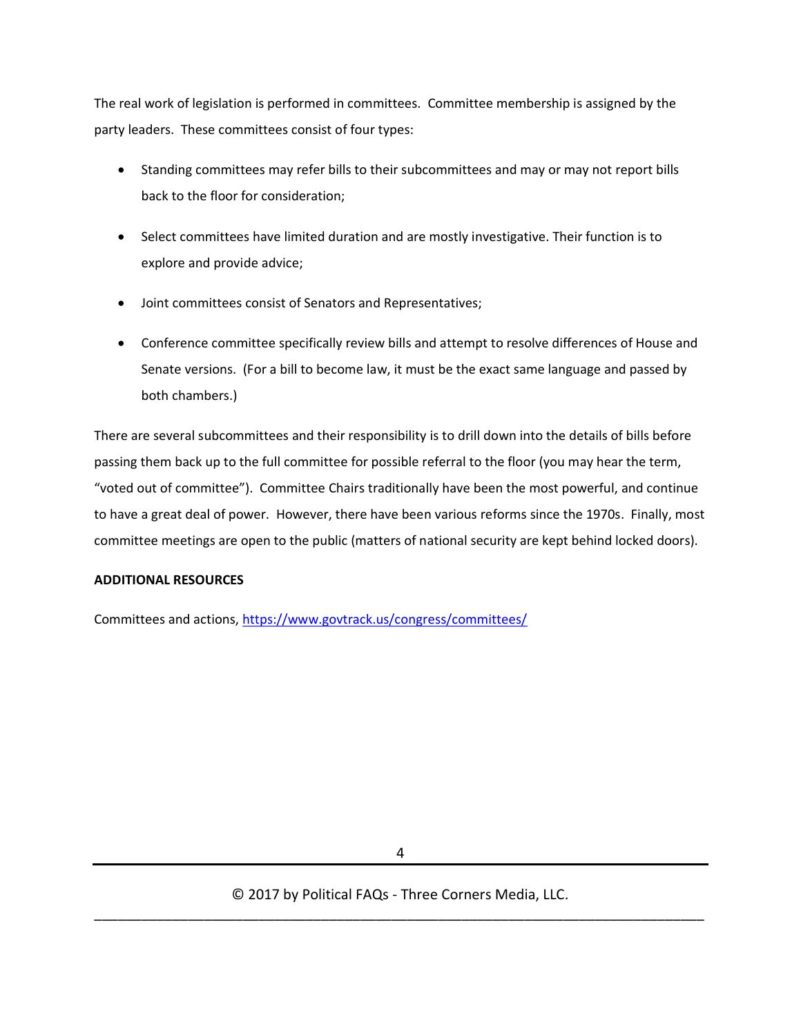The real work of legislation is performed in committees. Committee membership is assigned by the party leaders. These committees consist of four types:

- Standing committees may refer bills to their subcommittees and may or may not report bills back to the floor for consideration;
- Select committees have limited duration and are mostly investigative. Their function is to explore and provide advice;
- Joint committees consist of Senators and Representatives;
- Conference committee specifically review bills and attempt to resolve differences of House and Senate versions. (For a bill to become law, it must be the exact same language and passed by both chambers.)

There are several subcommittees and their responsibility is to drill down into the details of bills before passing them back up to the full committee for possible referral to the floor (you may hear the term, "voted out of committee"). Committee Chairs traditionally have been the most powerful, and continue to have a great deal of power. However, there have been various reforms since the 1970s. Finally, most committee meetings are open to the public (matters of national security are kept behind locked doors).

**ADDITIONAL RESOURCES**

Committees and actions, https://www.govtrack.us/congress/committees/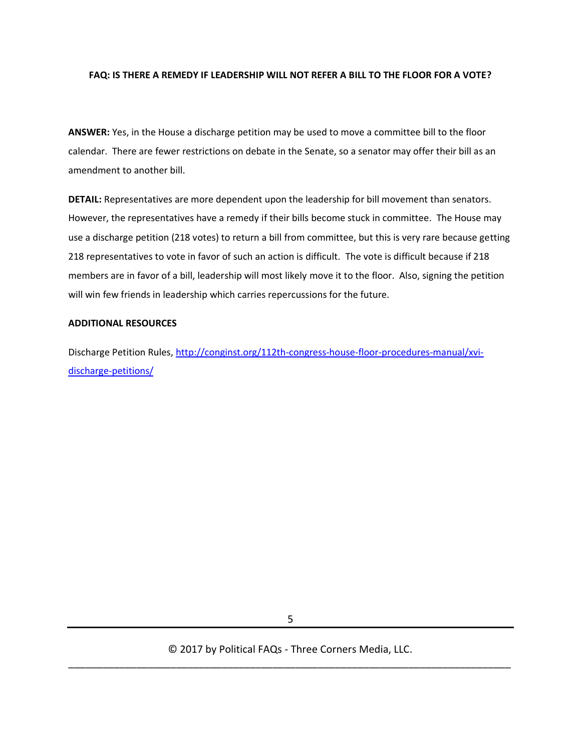**FAQ: IS THERE A REMEDY IF LEADERSHIP WILL NOT REFER A BILL TO THE FLOOR FOR A VOTE?**

**ANSWER:** Yes, in the House a discharge petition may be used to move a committee bill to the floor calendar. There are fewer restrictions on debate in the Senate, so a senator may offer their bill as an amendment to another bill.

**DETAIL:** Representatives are more dependent upon the leadership for bill movement than senators. However, the representatives have a remedy if their bills become stuck in committee. The House may use a discharge petition (218 votes) to return a bill from committee, but this is very rare because getting 218 representatives to vote in favor of such an action is difficult. The vote is difficult because if 218 members are in favor of a bill, leadership will most likely move it to the floor. Also, signing the petition will win few friends in leadership which carries repercussions for the future.

**ADDITIONAL RESOURCES**

Discharge Petition Rules, [http://conginst.org/112th-congress-house-floor-procedures-manual/xvi-discharge-petitions/](http://conginst.org/112th-congress-house-floor-procedures-manual/xvi-discharge-petitions/)

© 2017 by Political FAQs - Three Corners Media, LLC.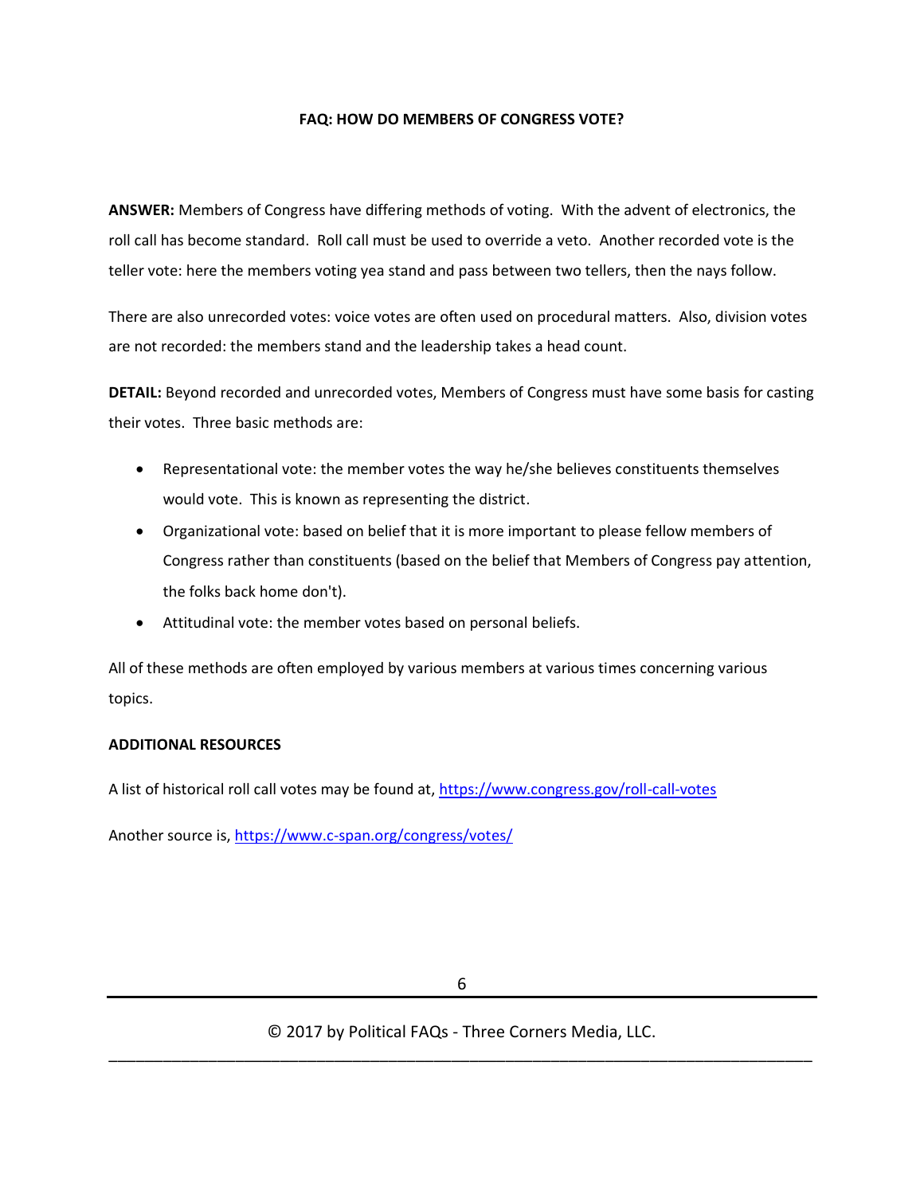**FAQ: HOW DO MEMBERS OF CONGRESS VOTE?**

**ANSWER:** Members of Congress have differing methods of voting. With the advent of electronics, the roll call has become standard. Roll call must be used to override a veto. Another recorded vote is the teller vote: here the members voting yea stand and pass between two tellers, then the nays follow.

There are also unrecorded votes: voice votes are often used on procedural matters. Also, division votes are not recorded: the members stand and the leadership takes a head count.

**DETAIL:** Beyond recorded and unrecorded votes, Members of Congress must have some basis for casting their votes. Three basic methods are:

- Representational vote: the member votes the way he/she believes constituents themselves would vote. This is known as representing the district.
- Organizational vote: based on belief that it is more important to please fellow members of Congress rather than constituents (based on the belief that Members of Congress pay attention, the folks back home don't).
- Attitudinal vote: the member votes based on personal beliefs.

All of these methods are often employed by various members at various times concerning various topics.

**ADDITIONAL RESOURCES**

A list of historical roll call votes may be found at, https://www.congress.gov/roll-call-votes

Another source is, https://www.c-span.org/congress/votes/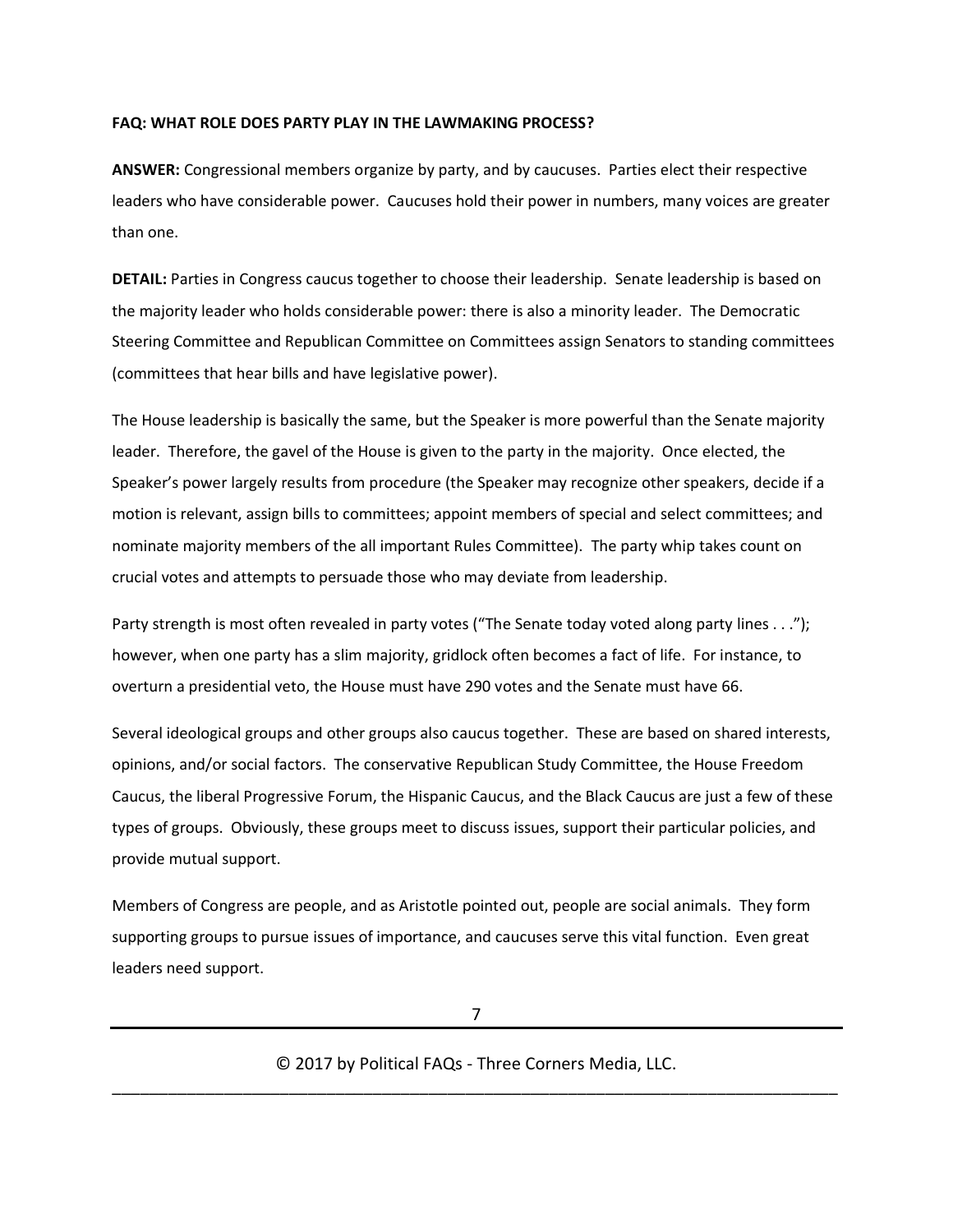**FAQ: WHAT ROLE DOES PARTY PLAY IN THE LAWMAKING PROCESS?**

**ANSWER:** Congressional members organize by party, and by caucuses. Parties elect their respective leaders who have considerable power. Caucuses hold their power in numbers, many voices are greater than one.

**DETAIL:** Parties in Congress caucus together to choose their leadership. Senate leadership is based on the majority leader who holds considerable power: there is also a minority leader. The Democratic Steering Committee and Republican Committee on Committees assign Senators to standing committees (committees that hear bills and have legislative power).

The House leadership is basically the same, but the Speaker is more powerful than the Senate majority leader. Therefore, the gavel of the House is given to the party in the majority. Once elected, the Speaker's power largely results from procedure (the Speaker may recognize other speakers, decide if a motion is relevant, assign bills to committees; appoint members of special and select committees; and nominate majority members of the all important Rules Committee). The party whip takes count on crucial votes and attempts to persuade those who may deviate from leadership.

Party strength is most often revealed in party votes ("The Senate today voted along party lines . . ."); however, when one party has a slim majority, gridlock often becomes a fact of life. For instance, to overturn a presidential veto, the House must have 290 votes and the Senate must have 66.

Several ideological groups and other groups also caucus together. These are based on shared interests, opinions, and/or social factors. The conservative Republican Study Committee, the House Freedom Caucus, the liberal Progressive Forum, the Hispanic Caucus, and the Black Caucus are just a few of these types of groups. Obviously, these groups meet to discuss issues, support their particular policies, and provide mutual support.

Members of Congress are people, and as Aristotle pointed out, people are social animals. They form supporting groups to pursue issues of importance, and caucuses serve this vital function. Even great leaders need support.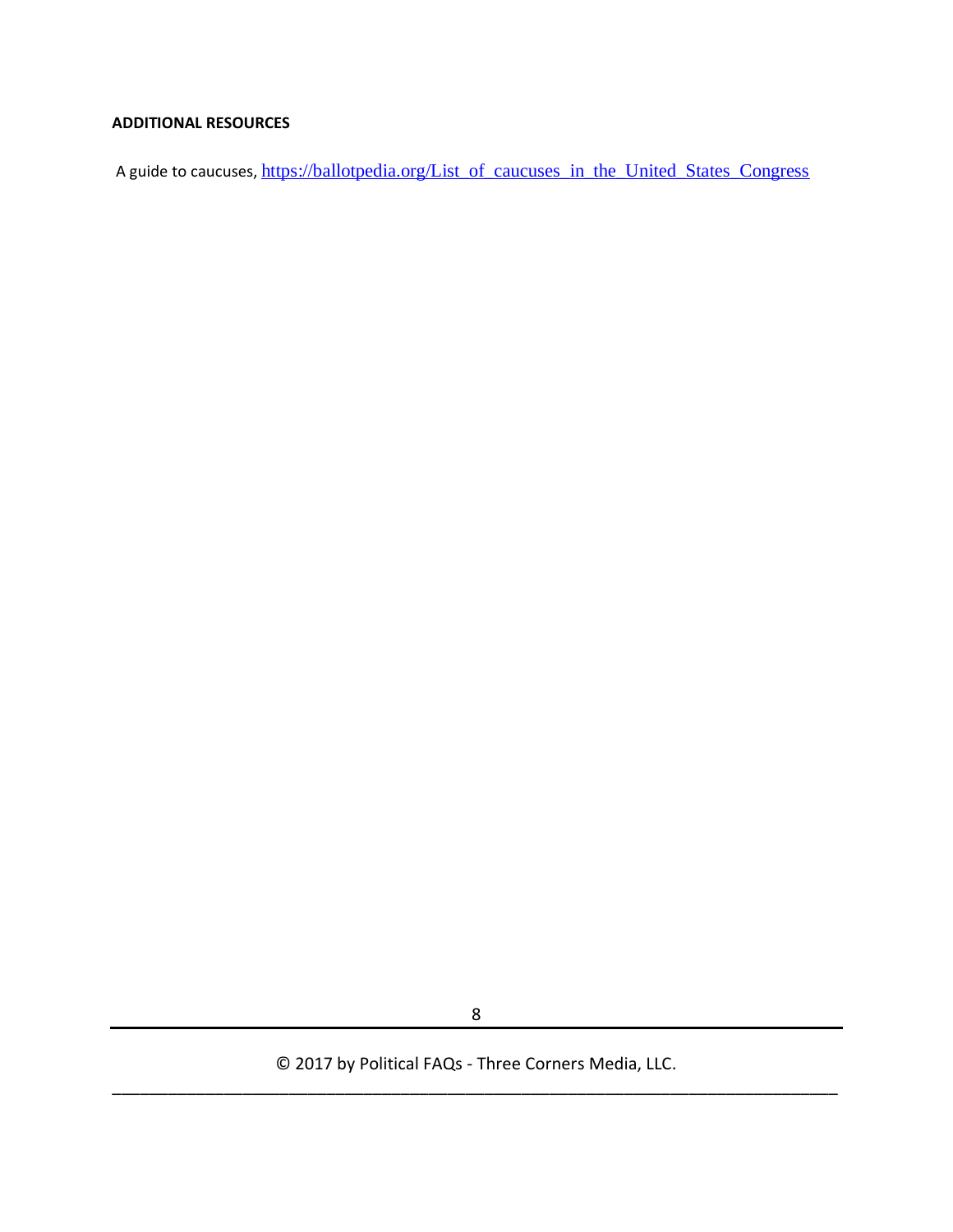**ADDITIONAL RESOURCES**

A guide to caucuses, https://ballotpedia.org/List_of_caucuses_in_the_United_States_Congress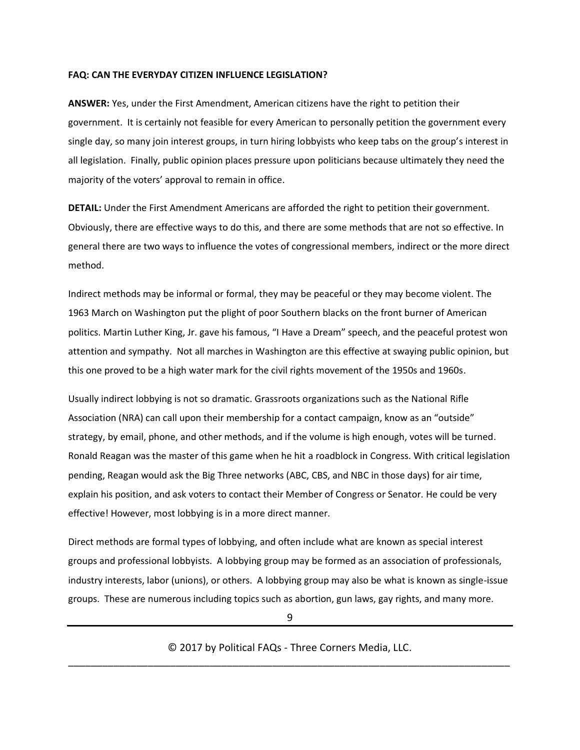**FAQ: CAN THE EVERYDAY CITIZEN INFLUENCE LEGISLATION?**

**ANSWER:** Yes, under the First Amendment, American citizens have the right to petition their government. It is certainly not feasible for every American to personally petition the government every single day, so many join interest groups, in turn hiring lobbyists who keep tabs on the group's interest in all legislation. Finally, public opinion places pressure upon politicians because ultimately they need the majority of the voters' approval to remain in office.

**DETAIL:** Under the First Amendment Americans are afforded the right to petition their government. Obviously, there are effective ways to do this, and there are some methods that are not so effective. In general there are two ways to influence the votes of congressional members, indirect or the more direct method.

Indirect methods may be informal or formal, they may be peaceful or they may become violent. The 1963 March on Washington put the plight of poor Southern blacks on the front burner of American politics. Martin Luther King, Jr. gave his famous, "I Have a Dream" speech, and the peaceful protest won attention and sympathy. Not all marches in Washington are this effective at swaying public opinion, but this one proved to be a high water mark for the civil rights movement of the 1950s and 1960s.

Usually indirect lobbying is not so dramatic. Grassroots organizations such as the National Rifle Association (NRA) can call upon their membership for a contact campaign, know as an "outside" strategy, by email, phone, and other methods, and if the volume is high enough, votes will be turned. Ronald Reagan was the master of this game when he hit a roadblock in Congress. With critical legislation pending, Reagan would ask the Big Three networks (ABC, CBS, and NBC in those days) for air time, explain his position, and ask voters to contact their Member of Congress or Senator. He could be very effective! However, most lobbying is in a more direct manner.

Direct methods are formal types of lobbying, and often include what are known as special interest groups and professional lobbyists. A lobbying group may be formed as an association of professionals, industry interests, labor (unions), or others. A lobbying group may also be what is known as single-issue groups. These are numerous including topics such as abortion, gun laws, gay rights, and many more.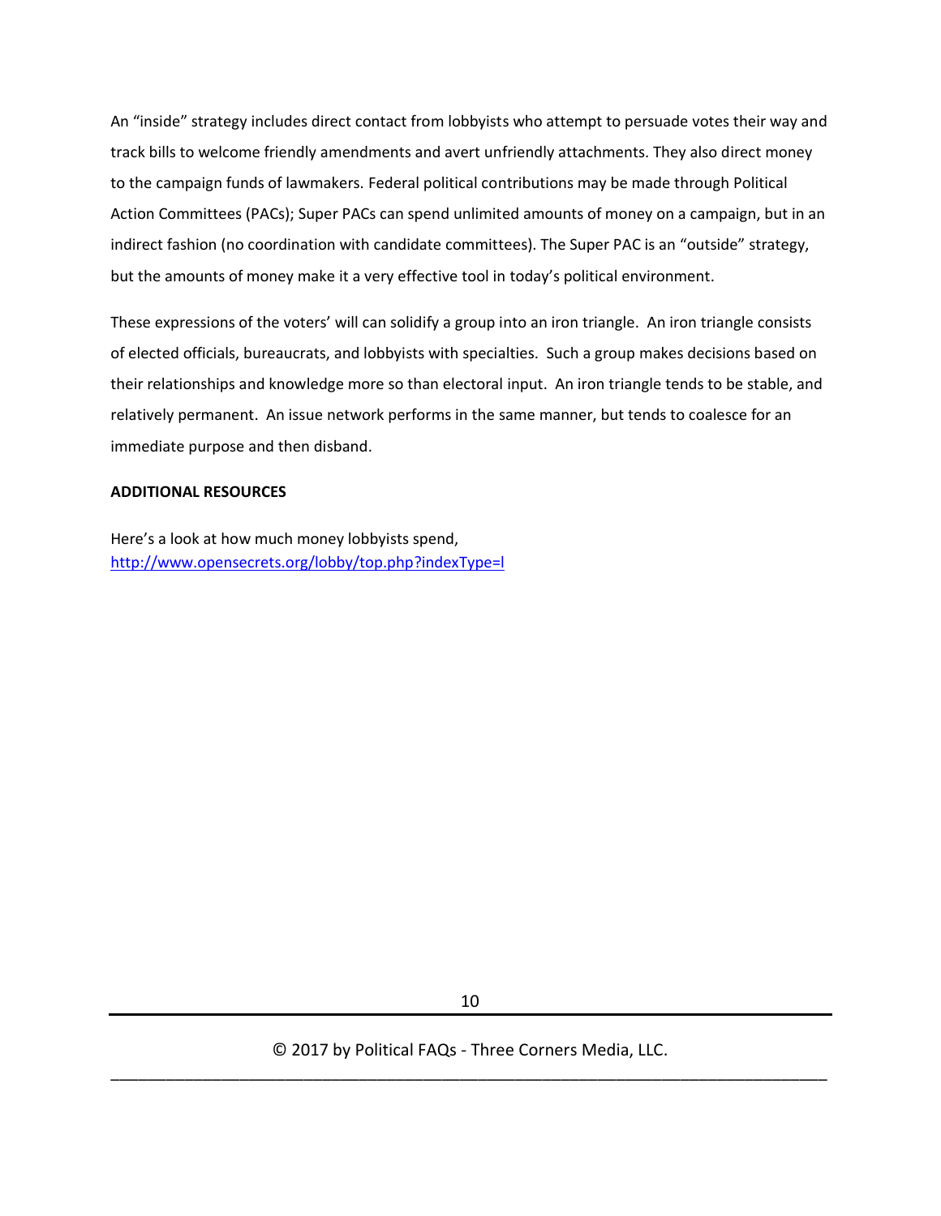An “inside” strategy includes direct contact from lobbyists who attempt to persuade votes their way and track bills to welcome friendly amendments and avert unfriendly attachments. They also direct money to the campaign funds of lawmakers. Federal political contributions may be made through Political Action Committees (PACs); Super PACs can spend unlimited amounts of money on a campaign, but in an indirect fashion (no coordination with candidate committees). The Super PAC is an “outside” strategy, but the amounts of money make it a very effective tool in today’s political environment.

These expressions of the voters’ will can solidify a group into an iron triangle. An iron triangle consists of elected officials, bureaucrats, and lobbyists with specialties. Such a group makes decisions based on their relationships and knowledge more so than electoral input. An iron triangle tends to be stable, and relatively permanent. An issue network performs in the same manner, but tends to coalesce for an immediate purpose and then disband.

**ADDITIONAL RESOURCES**

Here’s a look at how much money lobbyists spend, [http://www.opensecrets.org/lobby/top.php?indexType=l](http://www.opensecrets.org/lobby/top.php?indexType=l)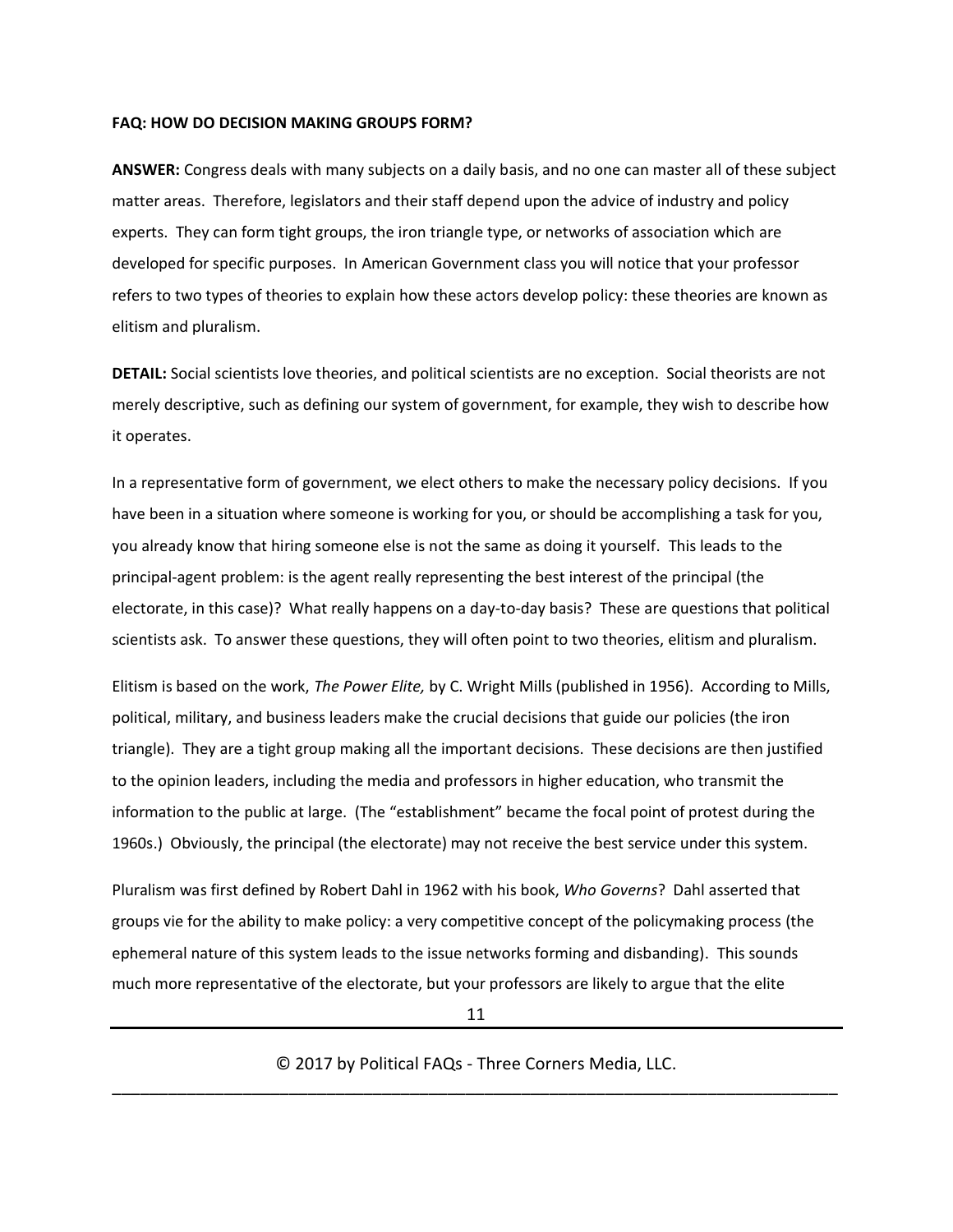**FAQ: HOW DO DECISION MAKING GROUPS FORM?**

**ANSWER:** Congress deals with many subjects on a daily basis, and no one can master all of these subject matter areas. Therefore, legislators and their staff depend upon the advice of industry and policy experts. They can form tight groups, the iron triangle type, or networks of association which are developed for specific purposes. In American Government class you will notice that your professor refers to two types of theories to explain how these actors develop policy: these theories are known as elitism and pluralism.

**DETAIL:** Social scientists love theories, and political scientists are no exception. Social theorists are not merely descriptive, such as defining our system of government, for example, they wish to describe how it operates.

In a representative form of government, we elect others to make the necessary policy decisions. If you have been in a situation where someone is working for you, or should be accomplishing a task for you, you already know that hiring someone else is not the same as doing it yourself. This leads to the principal-agent problem: is the agent really representing the best interest of the principal (the electorate, in this case)? What really happens on a day-to-day basis? These are questions that political scientists ask. To answer these questions, they will often point to two theories, elitism and pluralism.

Elitism is based on the work, *The Power Elite,* by C. Wright Mills (published in 1956). According to Mills, political, military, and business leaders make the crucial decisions that guide our policies (the iron triangle). They are a tight group making all the important decisions. These decisions are then justified to the opinion leaders, including the media and professors in higher education, who transmit the information to the public at large. (The "establishment" became the focal point of protest during the 1960s.) Obviously, the principal (the electorate) may not receive the best service under this system.

Pluralism was first defined by Robert Dahl in 1962 with his book, *Who Governs*? Dahl asserted that groups vie for the ability to make policy: a very competitive concept of the policymaking process (the ephemeral nature of this system leads to the issue networks forming and disbanding). This sounds much more representative of the electorate, but your professors are likely to argue that the elite

© 2017 by Political FAQs - Three Corners Media, LLC.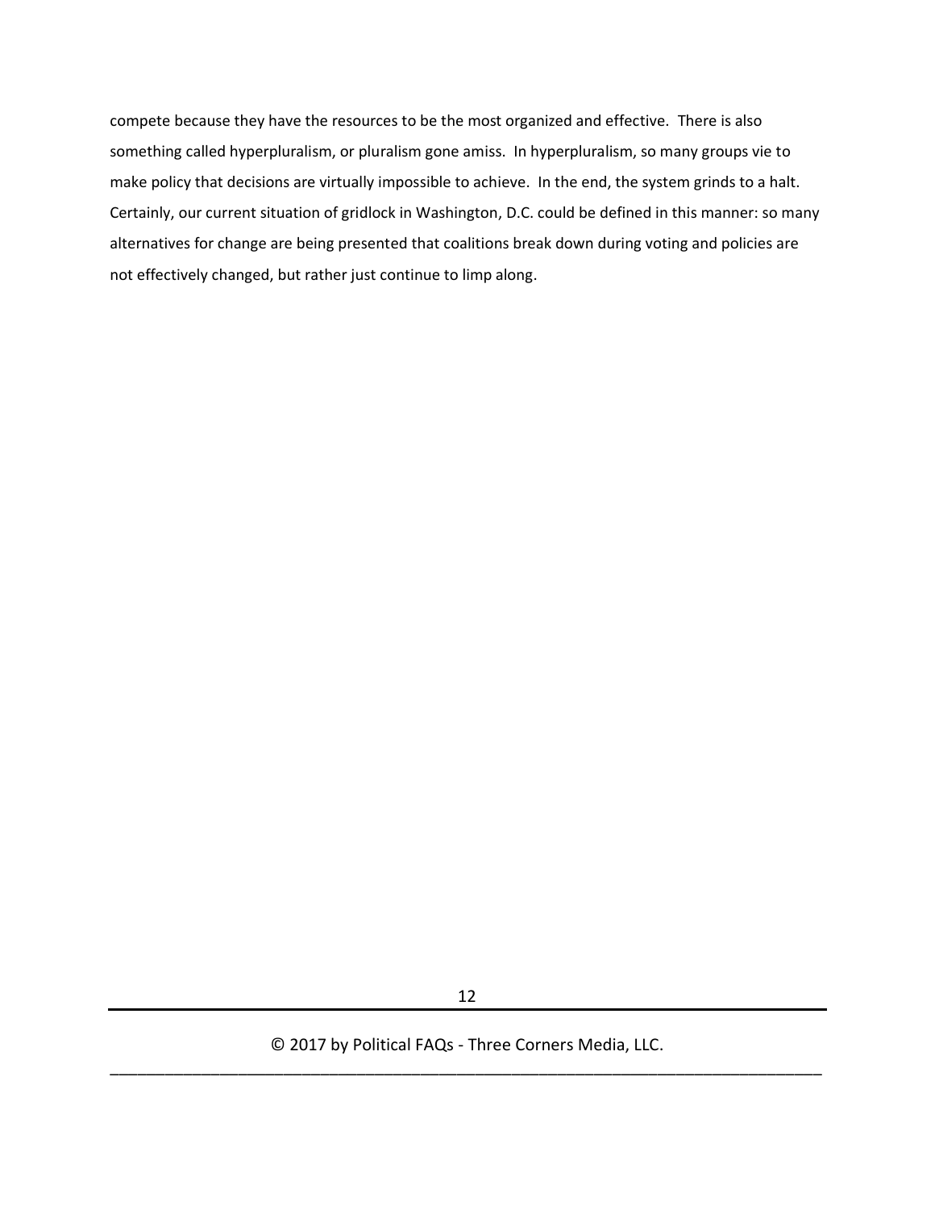compete because they have the resources to be the most organized and effective. There is also something called hyperpluralism, or pluralism gone amiss. In hyperpluralism, so many groups vie to make policy that decisions are virtually impossible to achieve. In the end, the system grinds to a halt. Certainly, our current situation of gridlock in Washington, D.C. could be defined in this manner: so many alternatives for change are being presented that coalitions break down during voting and policies are not effectively changed, but rather just continue to limp along.